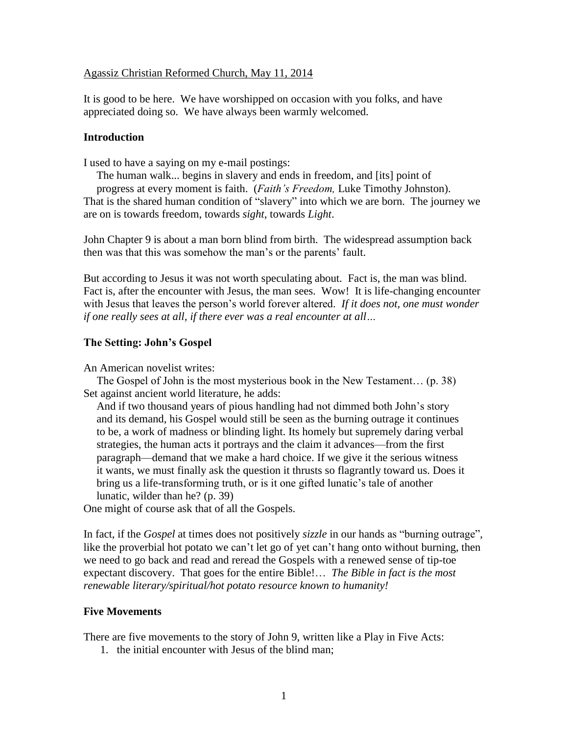Agassiz Christian Reformed Church, May 11, 2014

It is good to be here. We have worshipped on occasion with you folks, and have appreciated doing so. We have always been warmly welcomed.

## Introduction

I used to have a saying on my e-mail postings:

> The human walk... begins in slavery and ends in freedom, and [its] point of progress at every moment is faith. (*Faith's Freedom,* Luke Timothy Johnston).

That is the shared human condition of "slavery" into which we are born. The journey we are on is towards freedom, towards *sight*, towards *Light*.

John Chapter 9 is about a man born blind from birth. The widespread assumption back then was that this was somehow the man's or the parents' fault.

But according to Jesus it was not worth speculating about. Fact is, the man was blind. Fact is, after the encounter with Jesus, the man sees. Wow! It is life-changing encounter with Jesus that leaves the person's world forever altered. *If it does not, one must wonder if one really sees at all, if there ever was a real encounter at all…*

## The Setting: John's Gospel

An American novelist writes:

> The Gospel of John is the most mysterious book in the New Testament… (p. 38)

Set against ancient world literature, he adds:

> And if two thousand years of pious handling had not dimmed both John's story and its demand, his Gospel would still be seen as the burning outrage it continues to be, a work of madness or blinding light. Its homely but supremely daring verbal strategies, the human acts it portrays and the claim it advances—from the first paragraph—demand that we make a hard choice. If we give it the serious witness it wants, we must finally ask the question it thrusts so flagrantly toward us. Does it bring us a life-transforming truth, or is it one gifted lunatic's tale of another lunatic, wilder than he? (p. 39)

One might of course ask that of all the Gospels.

In fact, if the *Gospel* at times does not positively *sizzle* in our hands as "burning outrage", like the proverbial hot potato we can't let go of yet can't hang onto without burning, then we need to go back and read and reread the Gospels with a renewed sense of tip-toe expectant discovery. That goes for the entire Bible!… *The Bible in fact is the most renewable literary/spiritual/hot potato resource known to humanity!*

## Five Movements

There are five movements to the story of John 9, written like a Play in Five Acts:

1. the initial encounter with Jesus of the blind man;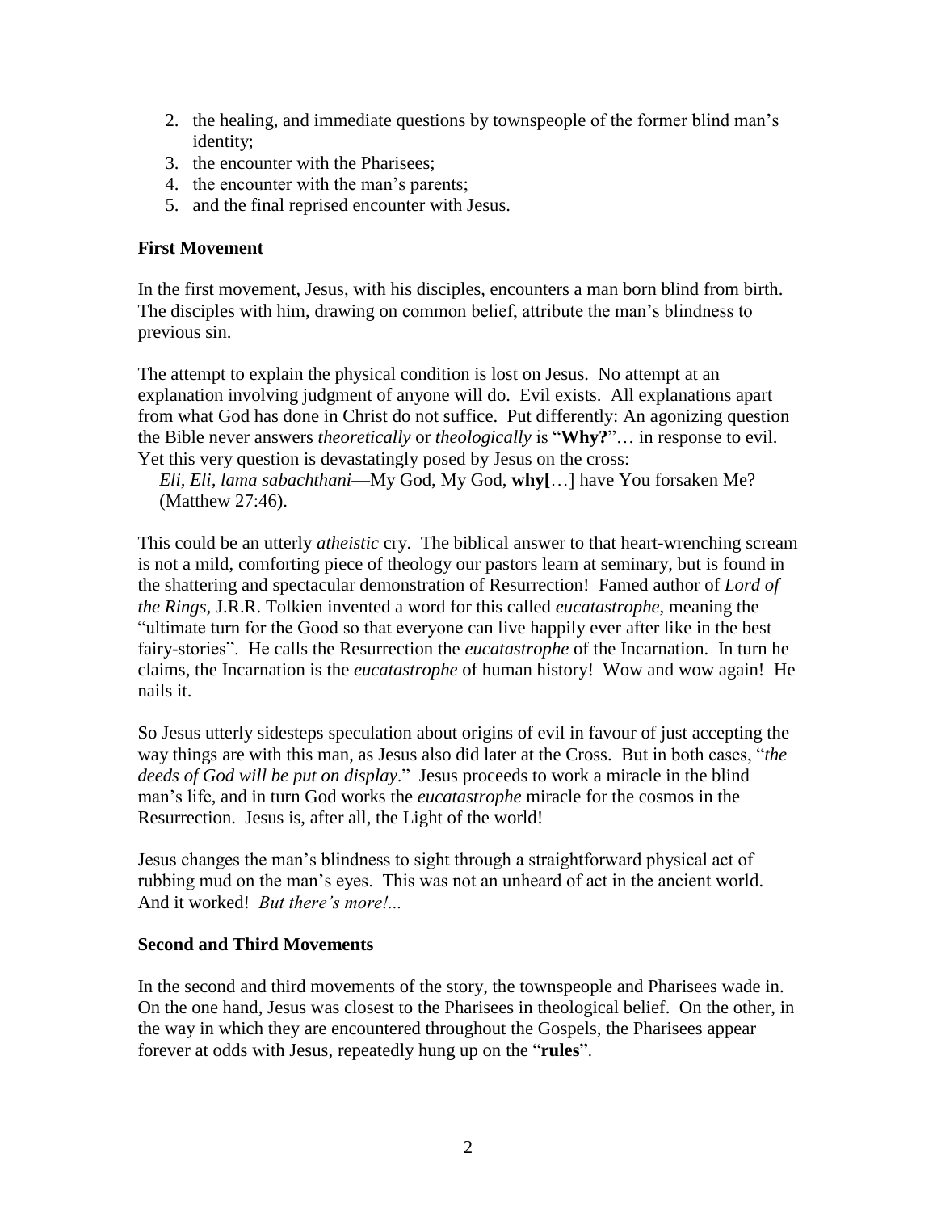2. the healing, and immediate questions by townspeople of the former blind man's identity;
3. the encounter with the Pharisees;
4. the encounter with the man's parents;
5. and the final reprised encounter with Jesus.

**First Movement**

In the first movement, Jesus, with his disciples, encounters a man born blind from birth. The disciples with him, drawing on common belief, attribute the man's blindness to previous sin.

The attempt to explain the physical condition is lost on Jesus. No attempt at an explanation involving judgment of anyone will do. Evil exists. All explanations apart from what God has done in Christ do not suffice. Put differently: An agonizing question the Bible never answers *theoretically* or *theologically* is "**Why?**"… in response to evil. Yet this very question is devastatingly posed by Jesus on the cross:

> *Eli, Eli, lama sabachthani*—My God, My God, **why[**…] have You forsaken Me? (Matthew 27:46).

This could be an utterly *atheistic* cry. The biblical answer to that heart-wrenching scream is not a mild, comforting piece of theology our pastors learn at seminary, but is found in the shattering and spectacular demonstration of Resurrection! Famed author of *Lord of the Rings*, J.R.R. Tolkien invented a word for this called *eucatastrophe*, meaning the "ultimate turn for the Good so that everyone can live happily ever after like in the best fairy-stories". He calls the Resurrection the *eucatastrophe* of the Incarnation. In turn he claims, the Incarnation is the *eucatastrophe* of human history! Wow and wow again! He nails it.

So Jesus utterly sidesteps speculation about origins of evil in favour of just accepting the way things are with this man, as Jesus also did later at the Cross. But in both cases, "*the deeds of God will be put on display*." Jesus proceeds to work a miracle in the blind man's life, and in turn God works the *eucatastrophe* miracle for the cosmos in the Resurrection. Jesus is, after all, the Light of the world!

Jesus changes the man's blindness to sight through a straightforward physical act of rubbing mud on the man's eyes. This was not an unheard of act in the ancient world. And it worked! *But there's more!...*

**Second and Third Movements**

In the second and third movements of the story, the townspeople and Pharisees wade in. On the one hand, Jesus was closest to the Pharisees in theological belief. On the other, in the way in which they are encountered throughout the Gospels, the Pharisees appear forever at odds with Jesus, repeatedly hung up on the "**rules**".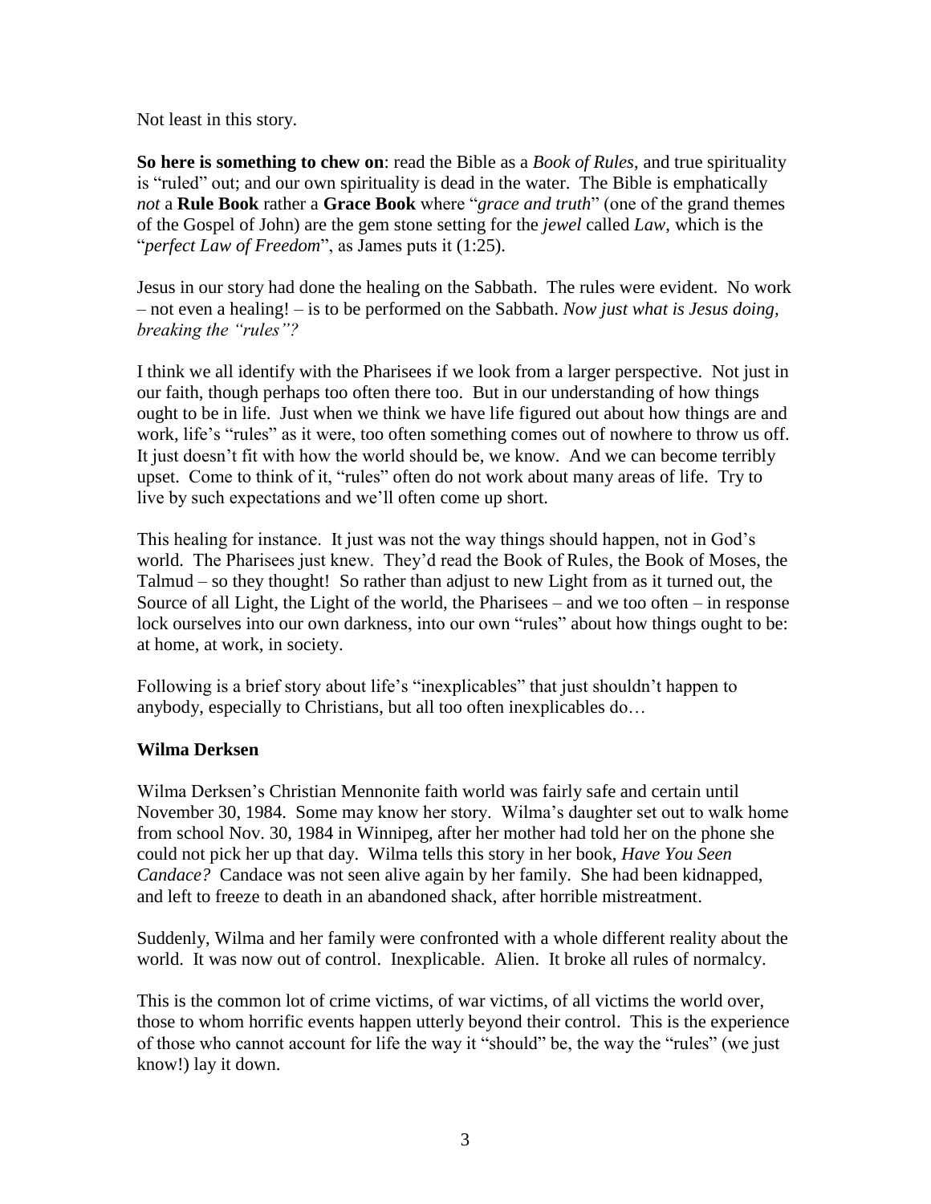Not least in this story.

**So here is something to chew on**: read the Bible as a *Book of Rules*, and true spirituality is "ruled" out; and our own spirituality is dead in the water. The Bible is emphatically *not* a **Rule Book** rather a **Grace Book** where "*grace and truth*" (one of the grand themes of the Gospel of John) are the gem stone setting for the *jewel* called *Law*, which is the "*perfect Law of Freedom*", as James puts it (1:25).

Jesus in our story had done the healing on the Sabbath. The rules were evident. No work – not even a healing! – is to be performed on the Sabbath. *Now just what is Jesus doing, breaking the "rules"?*

I think we all identify with the Pharisees if we look from a larger perspective. Not just in our faith, though perhaps too often there too. But in our understanding of how things ought to be in life. Just when we think we have life figured out about how things are and work, life's "rules" as it were, too often something comes out of nowhere to throw us off. It just doesn't fit with how the world should be, we know. And we can become terribly upset. Come to think of it, "rules" often do not work about many areas of life. Try to live by such expectations and we'll often come up short.

This healing for instance. It just was not the way things should happen, not in God's world. The Pharisees just knew. They'd read the Book of Rules, the Book of Moses, the Talmud – so they thought! So rather than adjust to new Light from as it turned out, the Source of all Light, the Light of the world, the Pharisees – and we too often – in response lock ourselves into our own darkness, into our own "rules" about how things ought to be: at home, at work, in society.

Following is a brief story about life's "inexplicables" that just shouldn't happen to anybody, especially to Christians, but all too often inexplicables do…

**Wilma Derksen**

Wilma Derksen's Christian Mennonite faith world was fairly safe and certain until November 30, 1984. Some may know her story. Wilma's daughter set out to walk home from school Nov. 30, 1984 in Winnipeg, after her mother had told her on the phone she could not pick her up that day. Wilma tells this story in her book, *Have You Seen Candace?* Candace was not seen alive again by her family. She had been kidnapped, and left to freeze to death in an abandoned shack, after horrible mistreatment.

Suddenly, Wilma and her family were confronted with a whole different reality about the world. It was now out of control. Inexplicable. Alien. It broke all rules of normalcy.

This is the common lot of crime victims, of war victims, of all victims the world over, those to whom horrific events happen utterly beyond their control. This is the experience of those who cannot account for life the way it "should" be, the way the "rules" (we just know!) lay it down.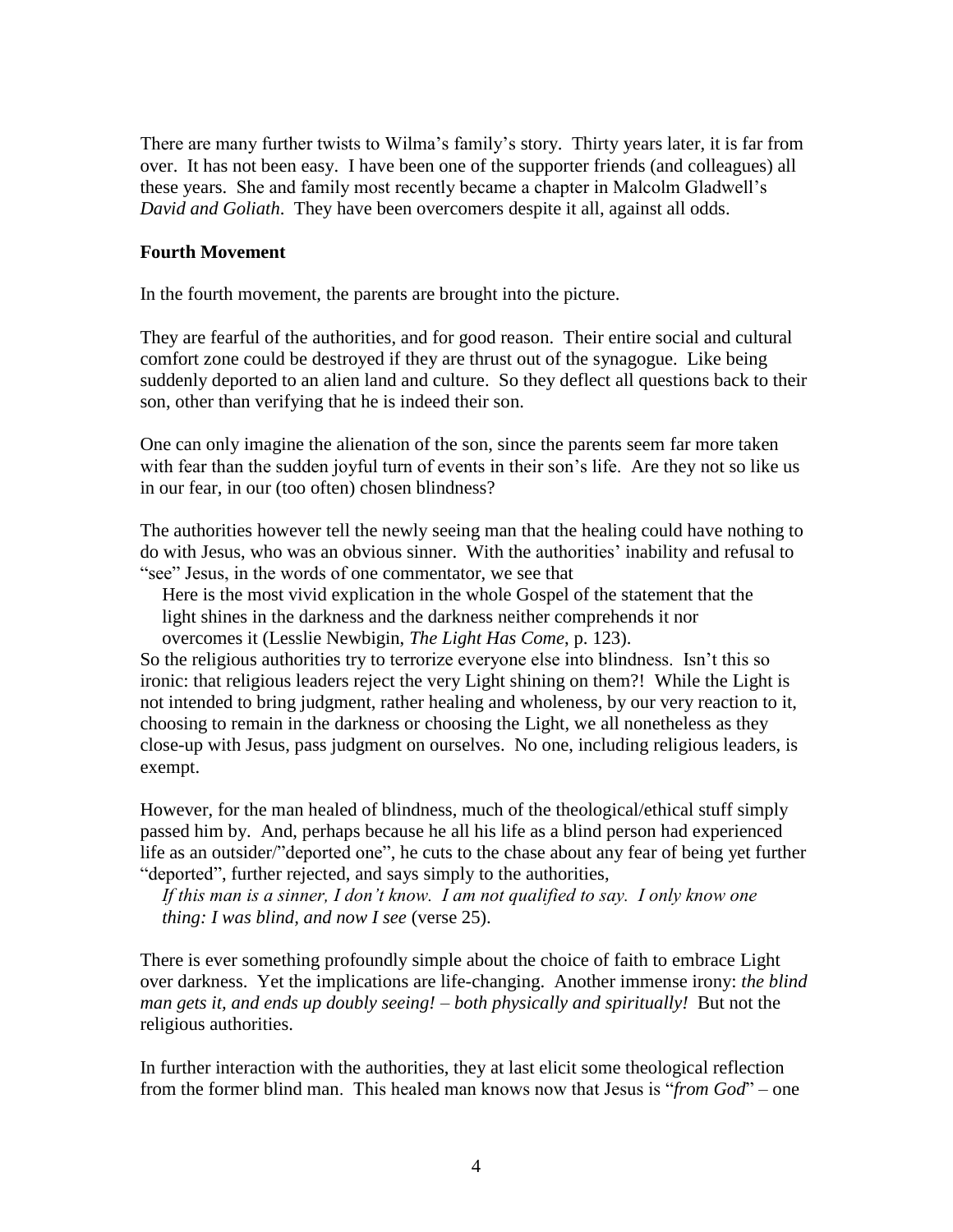There are many further twists to Wilma's family's story. Thirty years later, it is far from over. It has not been easy. I have been one of the supporter friends (and colleagues) all these years. She and family most recently became a chapter in Malcolm Gladwell's *David and Goliath*. They have been overcomers despite it all, against all odds.

**Fourth Movement**

In the fourth movement, the parents are brought into the picture.

They are fearful of the authorities, and for good reason. Their entire social and cultural comfort zone could be destroyed if they are thrust out of the synagogue. Like being suddenly deported to an alien land and culture. So they deflect all questions back to their son, other than verifying that he is indeed their son.

One can only imagine the alienation of the son, since the parents seem far more taken with fear than the sudden joyful turn of events in their son's life. Are they not so like us in our fear, in our (too often) chosen blindness?

The authorities however tell the newly seeing man that the healing could have nothing to do with Jesus, who was an obvious sinner. With the authorities' inability and refusal to "see" Jesus, in the words of one commentator, we see that

> Here is the most vivid explication in the whole Gospel of the statement that the light shines in the darkness and the darkness neither comprehends it nor overcomes it (Lesslie Newbigin, *The Light Has Come*, p. 123).

So the religious authorities try to terrorize everyone else into blindness. Isn't this so ironic: that religious leaders reject the very Light shining on them?! While the Light is not intended to bring judgment, rather healing and wholeness, by our very reaction to it, choosing to remain in the darkness or choosing the Light, we all nonetheless as they close-up with Jesus, pass judgment on ourselves. No one, including religious leaders, is exempt.

However, for the man healed of blindness, much of the theological/ethical stuff simply passed him by. And, perhaps because he all his life as a blind person had experienced life as an outsider/"deported one", he cuts to the chase about any fear of being yet further "deported", further rejected, and says simply to the authorities,

> *If this man is a sinner, I don't know. I am not qualified to say. I only know one thing: I was blind, and now I see* (verse 25).

There is ever something profoundly simple about the choice of faith to embrace Light over darkness. Yet the implications are life-changing. Another immense irony: *the blind man gets it, and ends up doubly seeing! – both physically and spiritually!* But not the religious authorities.

In further interaction with the authorities, they at last elicit some theological reflection from the former blind man. This healed man knows now that Jesus is "*from God*" – one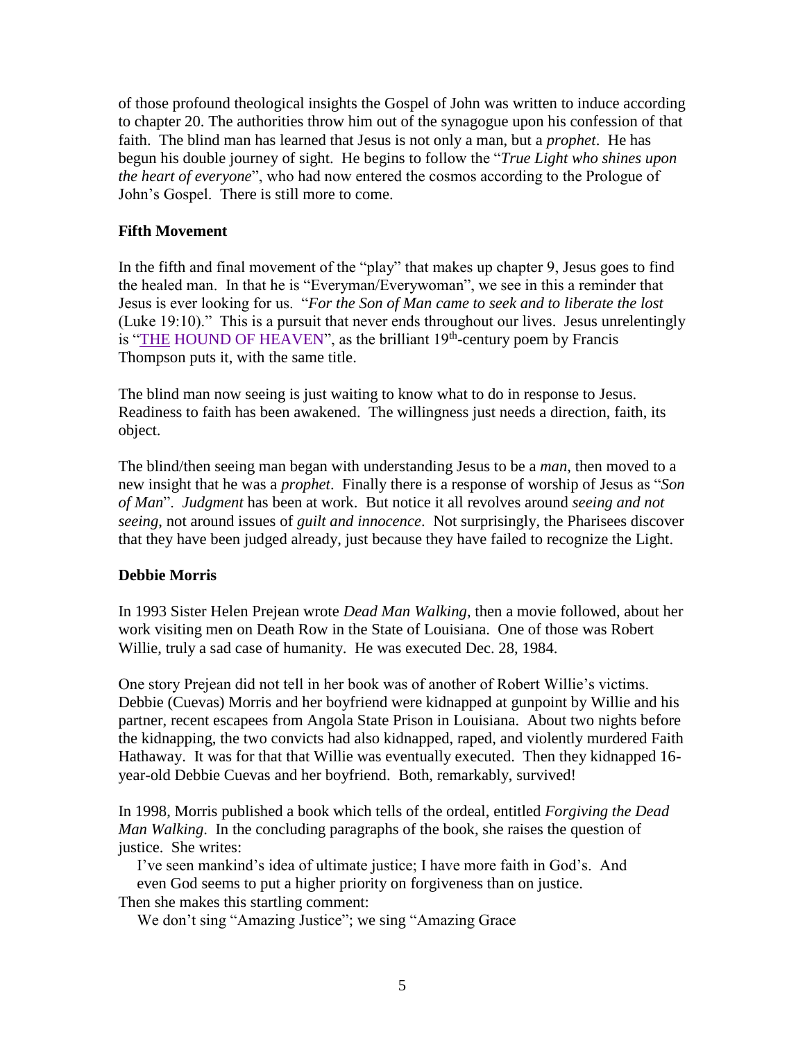of those profound theological insights the Gospel of John was written to induce according to chapter 20. The authorities throw him out of the synagogue upon his confession of that faith. The blind man has learned that Jesus is not only a man, but a *prophet*. He has begun his double journey of sight. He begins to follow the "*True Light who shines upon the heart of everyone*", who had now entered the cosmos according to the Prologue of John's Gospel. There is still more to come.

**Fifth Movement**

In the fifth and final movement of the "play" that makes up chapter 9, Jesus goes to find the healed man. In that he is "Everyman/Everywoman", we see in this a reminder that Jesus is ever looking for us. "*For the Son of Man came to seek and to liberate the lost* (Luke 19:10)." This is a pursuit that never ends throughout our lives. Jesus unrelentingly is "THE HOUND OF HEAVEN", as the brilliant 19th-century poem by Francis Thompson puts it, with the same title.

The blind man now seeing is just waiting to know what to do in response to Jesus. Readiness to faith has been awakened. The willingness just needs a direction, faith, its object.

The blind/then seeing man began with understanding Jesus to be a *man*, then moved to a new insight that he was a *prophet*. Finally there is a response of worship of Jesus as "*Son of Man*". *Judgment* has been at work. But notice it all revolves around *seeing and not seeing*, not around issues of *guilt and innocence*. Not surprisingly, the Pharisees discover that they have been judged already, just because they have failed to recognize the Light.

**Debbie Morris**

In 1993 Sister Helen Prejean wrote *Dead Man Walking*, then a movie followed, about her work visiting men on Death Row in the State of Louisiana. One of those was Robert Willie, truly a sad case of humanity. He was executed Dec. 28, 1984.

One story Prejean did not tell in her book was of another of Robert Willie's victims. Debbie (Cuevas) Morris and her boyfriend were kidnapped at gunpoint by Willie and his partner, recent escapees from Angola State Prison in Louisiana. About two nights before the kidnapping, the two convicts had also kidnapped, raped, and violently murdered Faith Hathaway. It was for that that Willie was eventually executed. Then they kidnapped 16-year-old Debbie Cuevas and her boyfriend. Both, remarkably, survived!

In 1998, Morris published a book which tells of the ordeal, entitled *Forgiving the Dead Man Walking*. In the concluding paragraphs of the book, she raises the question of justice. She writes:

> I've seen mankind's idea of ultimate justice; I have more faith in God's. And even God seems to put a higher priority on forgiveness than on justice.

Then she makes this startling comment:

> We don't sing "Amazing Justice"; we sing "Amazing Grace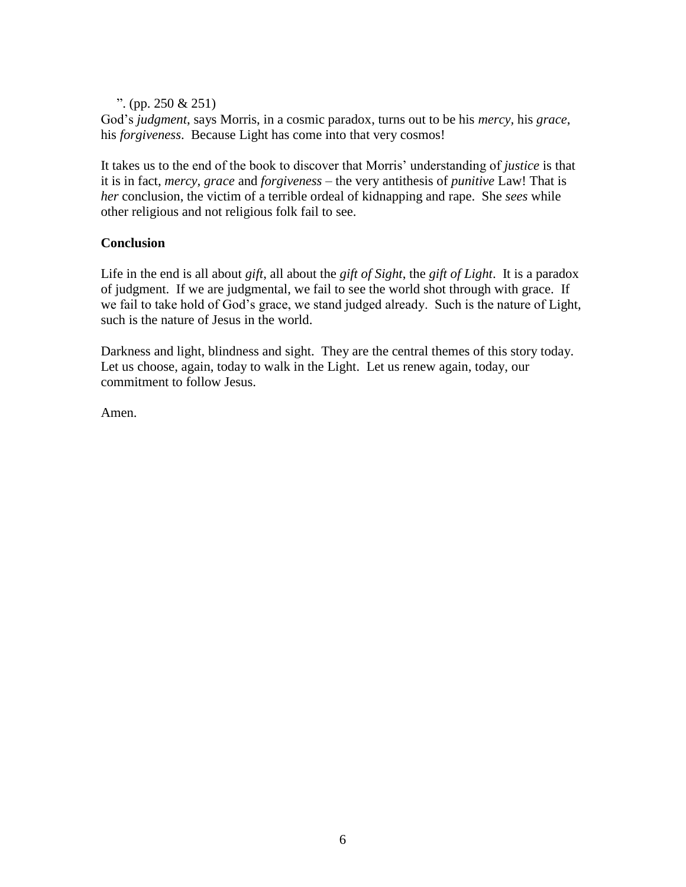". (pp. 250 & 251)
God's *judgment*, says Morris, in a cosmic paradox, turns out to be his *mercy*, his *grace*, his *forgiveness*. Because Light has come into that very cosmos!

It takes us to the end of the book to discover that Morris' understanding of *justice* is that it is in fact, *mercy*, *grace* and *forgiveness* – the very antithesis of *punitive* Law! That is *her* conclusion, the victim of a terrible ordeal of kidnapping and rape. She *sees* while other religious and not religious folk fail to see.

**Conclusion**

Life in the end is all about *gift*, all about the *gift of Sight*, the *gift of Light*. It is a paradox of judgment. If we are judgmental, we fail to see the world shot through with grace. If we fail to take hold of God's grace, we stand judged already. Such is the nature of Light, such is the nature of Jesus in the world.

Darkness and light, blindness and sight. They are the central themes of this story today. Let us choose, again, today to walk in the Light. Let us renew again, today, our commitment to follow Jesus.

Amen.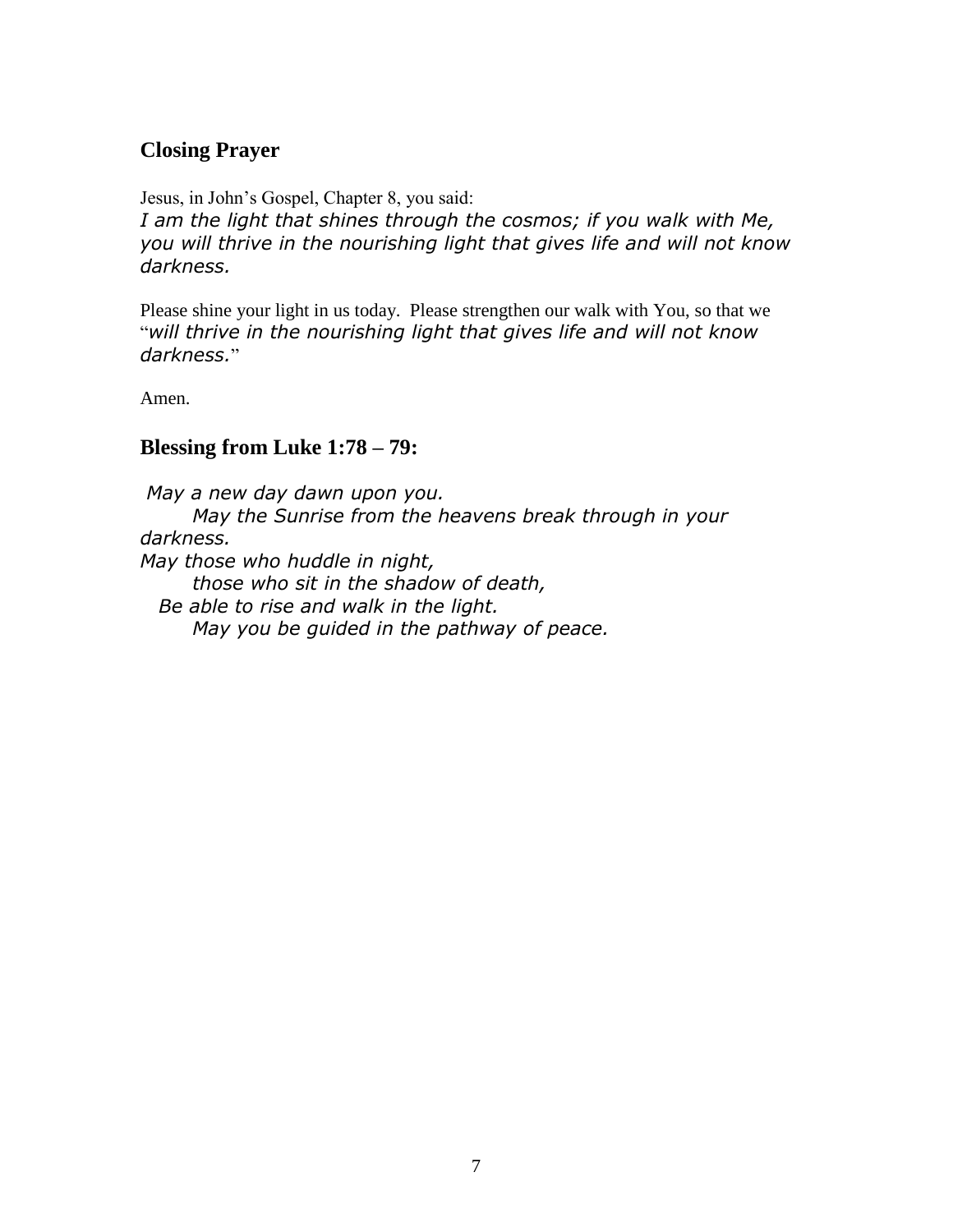## Closing Prayer

Jesus, in John's Gospel, Chapter 8, you said:
*I am the light that shines through the cosmos; if you walk with Me, you will thrive in the nourishing light that gives life and will not know darkness.*

Please shine your light in us today. Please strengthen our walk with You, so that we "*will thrive in the nourishing light that gives life and will not know darkness.*"

Amen.

## Blessing from Luke 1:78 – 79:

*May a new day dawn upon you.*
*May the Sunrise from the heavens break through in your darkness.*
*May those who huddle in night,*
*those who sit in the shadow of death,*
*Be able to rise and walk in the light.*
*May you be guided in the pathway of peace.*